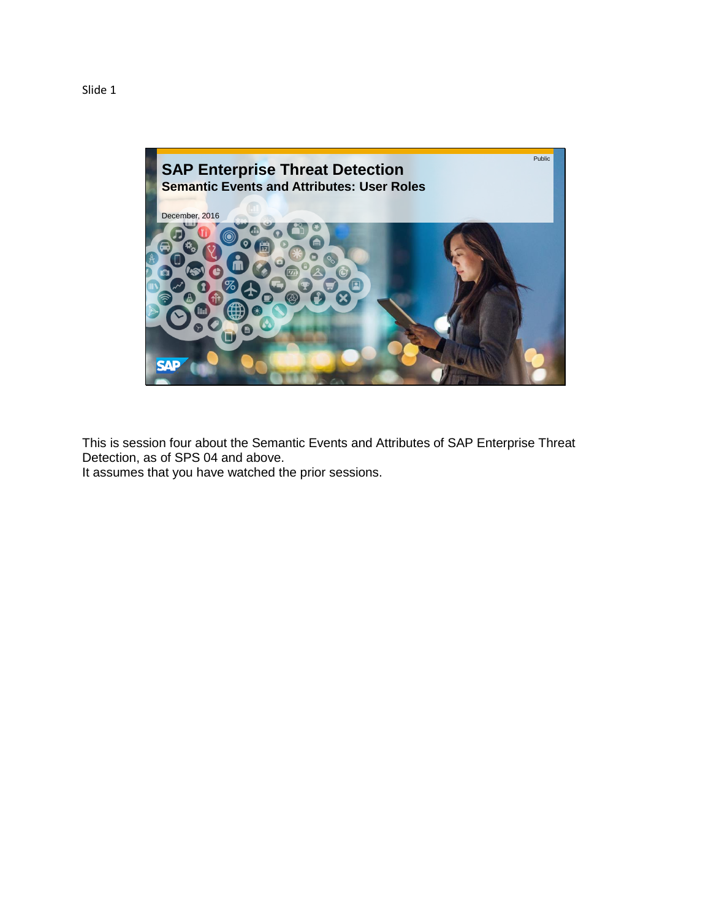Slide 1

Public

# SAP Enterprise Threat Detection

## Semantic Events and Attributes: User Roles

December, 2016

This is session four about the Semantic Events and Attributes of SAP Enterprise Threat Detection, as of SPS 04 and above.
It assumes that you have watched the prior sessions.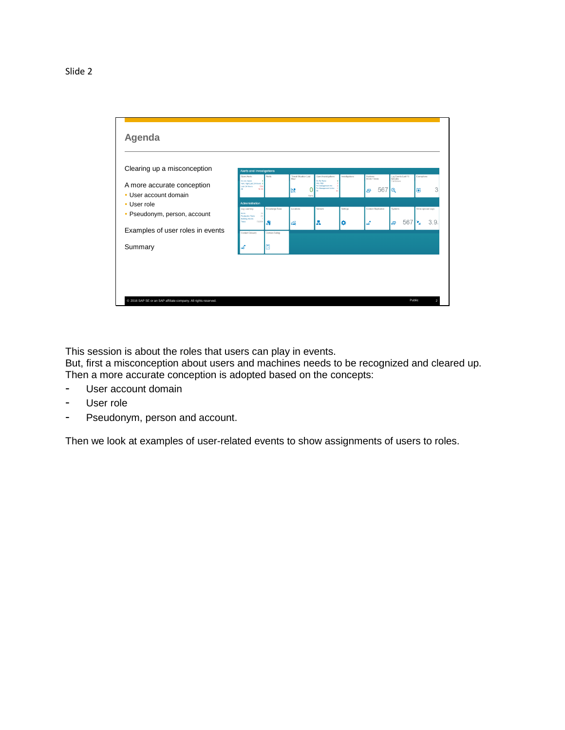Slide 2

## Agenda

Clearing up a misconception

A more accurate conception
- User account domain
- User role
- Pseudonym, person, account

Examples of user roles in events

Summary

This session is about the roles that users can play in events.
But, first a misconception about users and machines needs to be recognized and cleared up.
Then a more accurate conception is adopted based on the concepts:

- User account domain
- User role
- Pseudonym, person and account.

Then we look at examples of user-related events to show assignments of users to roles.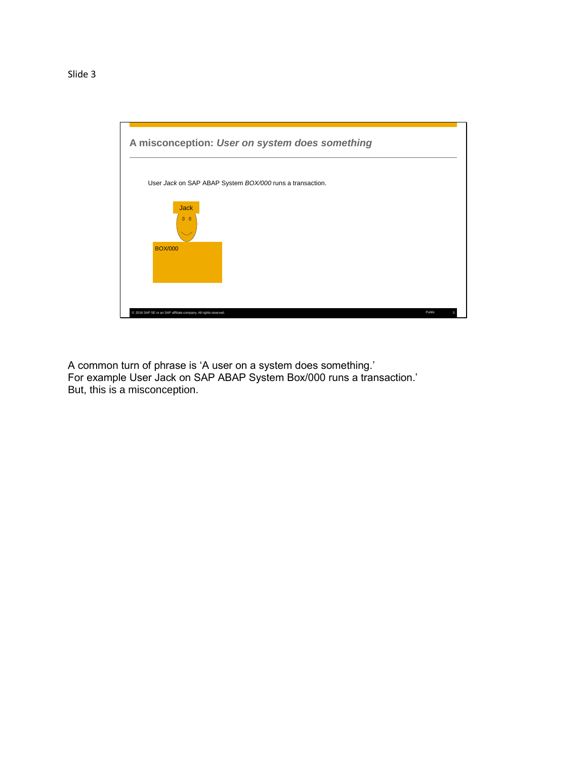Slide 3

## A misconception: *User on system does something*

User *Jack* on SAP ABAP System *BOX/000* runs a transaction.

Jack

BOX/000

A common turn of phrase is ‘A user on a system does something.’
For example User Jack on SAP ABAP System Box/000 runs a transaction.’
But, this is a misconception.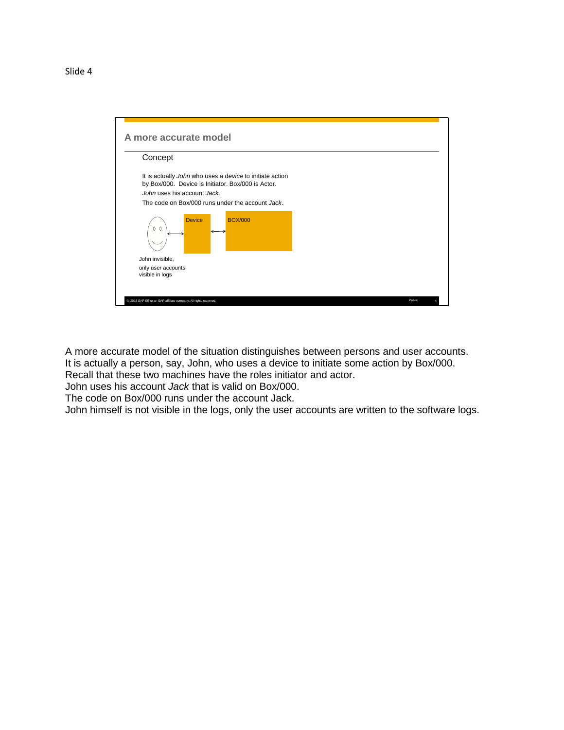Slide 4

## A more accurate model

Concept

It is actually *John* who uses a d*evice* to initiate action by Box/000. Device is Initiator. Box/000 is Actor.

*John* uses his account *Jack.*

The code on Box/000 runs under the account *Jack*.

Device

BOX/000

John invisible,

only user accounts visible in logs

A more accurate model of the situation distinguishes between persons and user accounts.
It is actually a person, say, John, who uses a device to initiate some action by Box/000.
Recall that these two machines have the roles initiator and actor.
John uses his account *Jack* that is valid on Box/000.
The code on Box/000 runs under the account Jack.
John himself is not visible in the logs, only the user accounts are written to the software logs.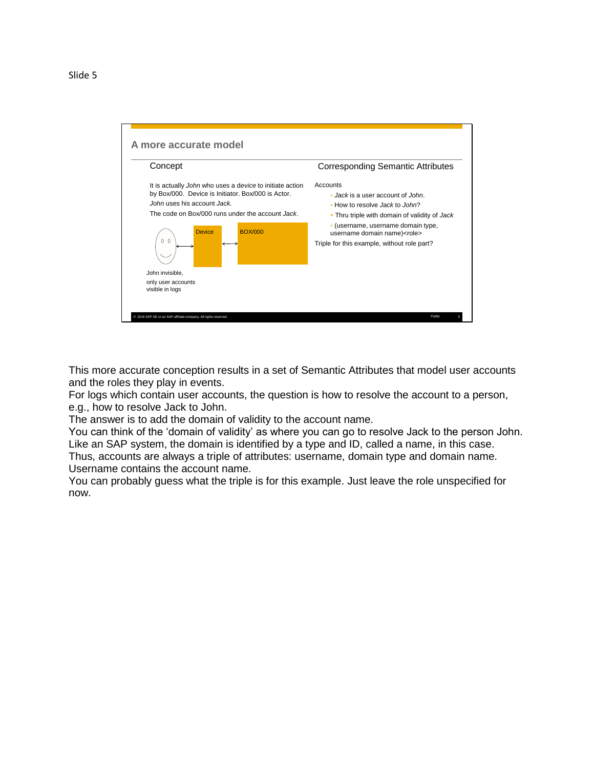Slide 5

## A more accurate model

**Concept**

It is actually *John* who uses a *device* to initiate action by Box/000. Device is Initiator. Box/000 is Actor.

*John* uses his account *Jack.*

The code on Box/000 runs under the account *Jack*.

Device

BOX/000

John invisible, only user accounts visible in logs

**Corresponding Semantic Attributes**

Accounts

- *Jack* is a user account of *John*.
- How to resolve *Jack* to *John*?
- Thru triple with domain of validity of *Jack*
- (username, username domain type, username domain name)<role>

Triple for this example, without role part?

This more accurate conception results in a set of Semantic Attributes that model user accounts and the roles they play in events.

For logs which contain user accounts, the question is how to resolve the account to a person, e.g., how to resolve Jack to John.

The answer is to add the domain of validity to the account name.

You can think of the 'domain of validity' as where you can go to resolve Jack to the person John.

Like an SAP system, the domain is identified by a type and ID, called a name, in this case.

Thus, accounts are always a triple of attributes: username, domain type and domain name.

Username contains the account name.

You can probably guess what the triple is for this example. Just leave the role unspecified for now.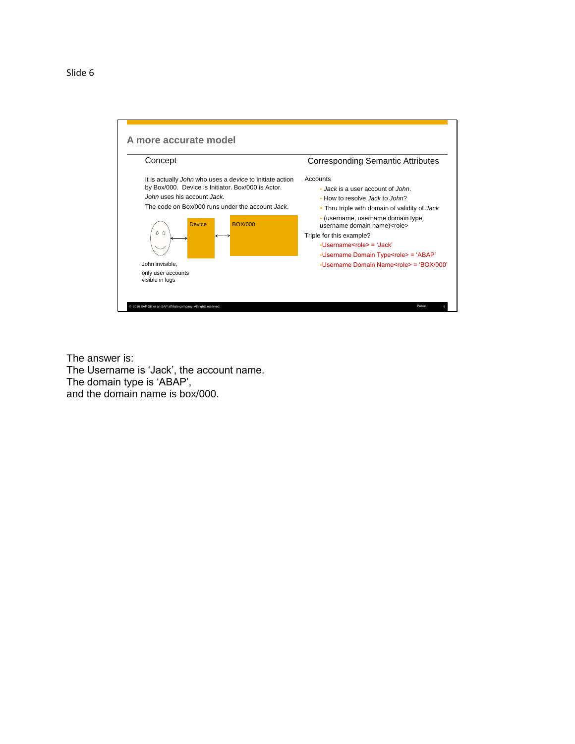Slide 6

## A more accurate model

### Concept

It is actually *John* who uses a *device* to initiate action by Box/000. Device is Initiator. Box/000 is Actor.

*John* uses his account *Jack.*

The code on Box/000 runs under the account *Jack*.

Device

BOX/000

John invisible,
only user accounts visible in logs

### Corresponding Semantic Attributes

Accounts

- *Jack* is a user account of *John*.
- How to resolve *Jack* to *John*?
- Thru triple with domain of validity of *Jack*
- (username, username domain type, username domain name)<role>

Triple for this example?

- Username<role> = 'Jack'
- Username Domain Type<role> = 'ABAP'
- Username Domain Name<role> = 'BOX/000'

The answer is:
The Username is 'Jack', the account name.
The domain type is 'ABAP',
and the domain name is box/000.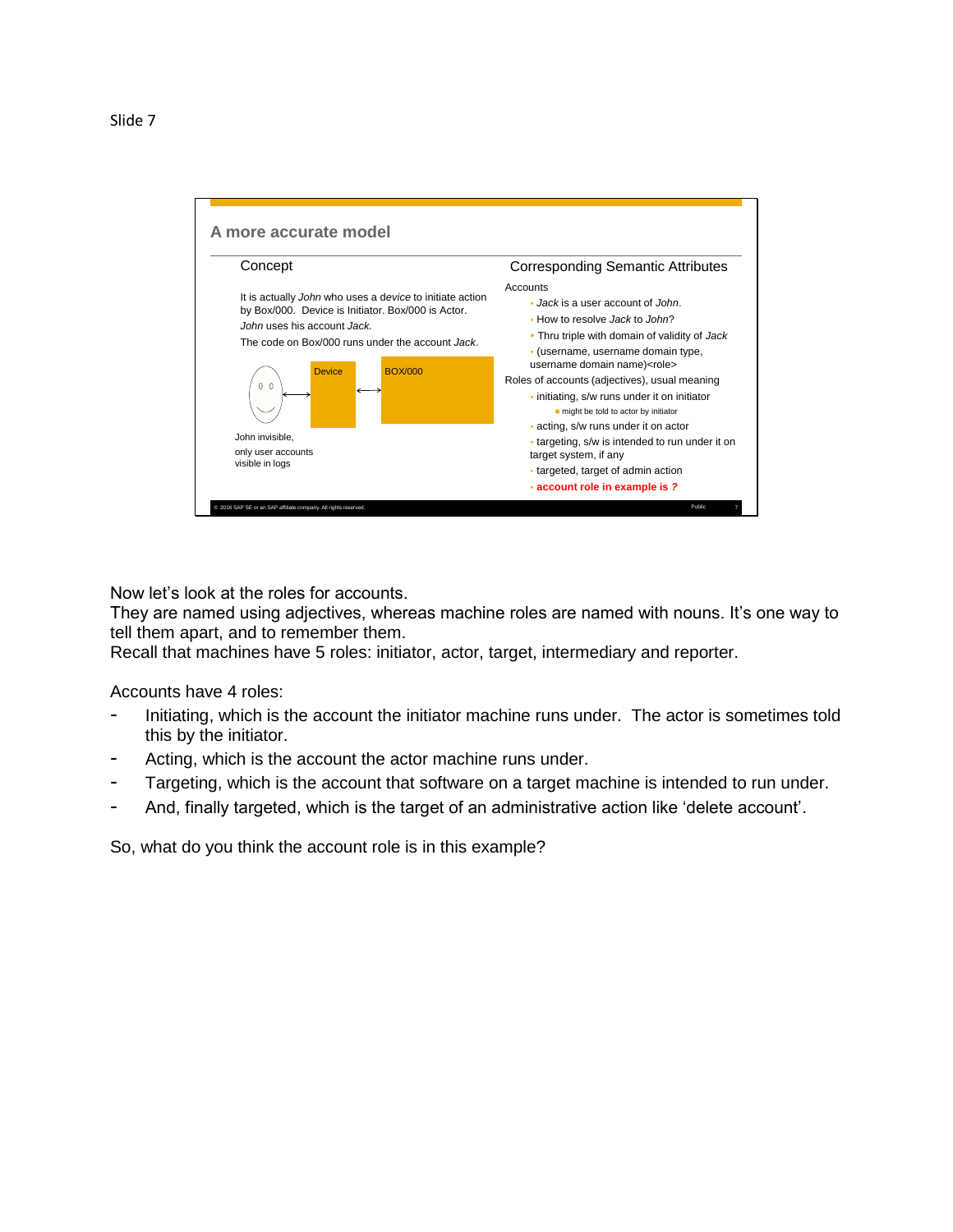Slide 7

## A more accurate model

**Concept**

It is actually *John* who uses a d*evice* to initiate action by Box/000. Device is Initiator. Box/000 is Actor. *John* uses his account *Jack.*

The code on Box/000 runs under the account *Jack*.

Device

BOX/000

John invisible,
only user accounts visible in logs

**Corresponding Semantic Attributes**

Accounts

- *Jack* is a user account of *John*.
- How to resolve *Jack* to *John*?
- Thru triple with domain of validity of *Jack*
- (username, username domain type, username domain name)<role>

Roles of accounts (adjectives), usual meaning

- initiating, s/w runs under it on initiator
  - might be told to actor by initiator
- acting, s/w runs under it on actor
- targeting, s/w is intended to run under it on target system, if any
- targeted, target of admin action
- **account role in example is ?**

© 2016 SAP SE or an SAP affiliate company. All rights reserved.

Now let's look at the roles for accounts.
They are named using adjectives, whereas machine roles are named with nouns. It's one way to tell them apart, and to remember them.
Recall that machines have 5 roles: initiator, actor, target, intermediary and reporter.

Accounts have 4 roles:

- Initiating, which is the account the initiator machine runs under. The actor is sometimes told this by the initiator.
- Acting, which is the account the actor machine runs under.
- Targeting, which is the account that software on a target machine is intended to run under.
- And, finally targeted, which is the target of an administrative action like 'delete account'.

So, what do you think the account role is in this example?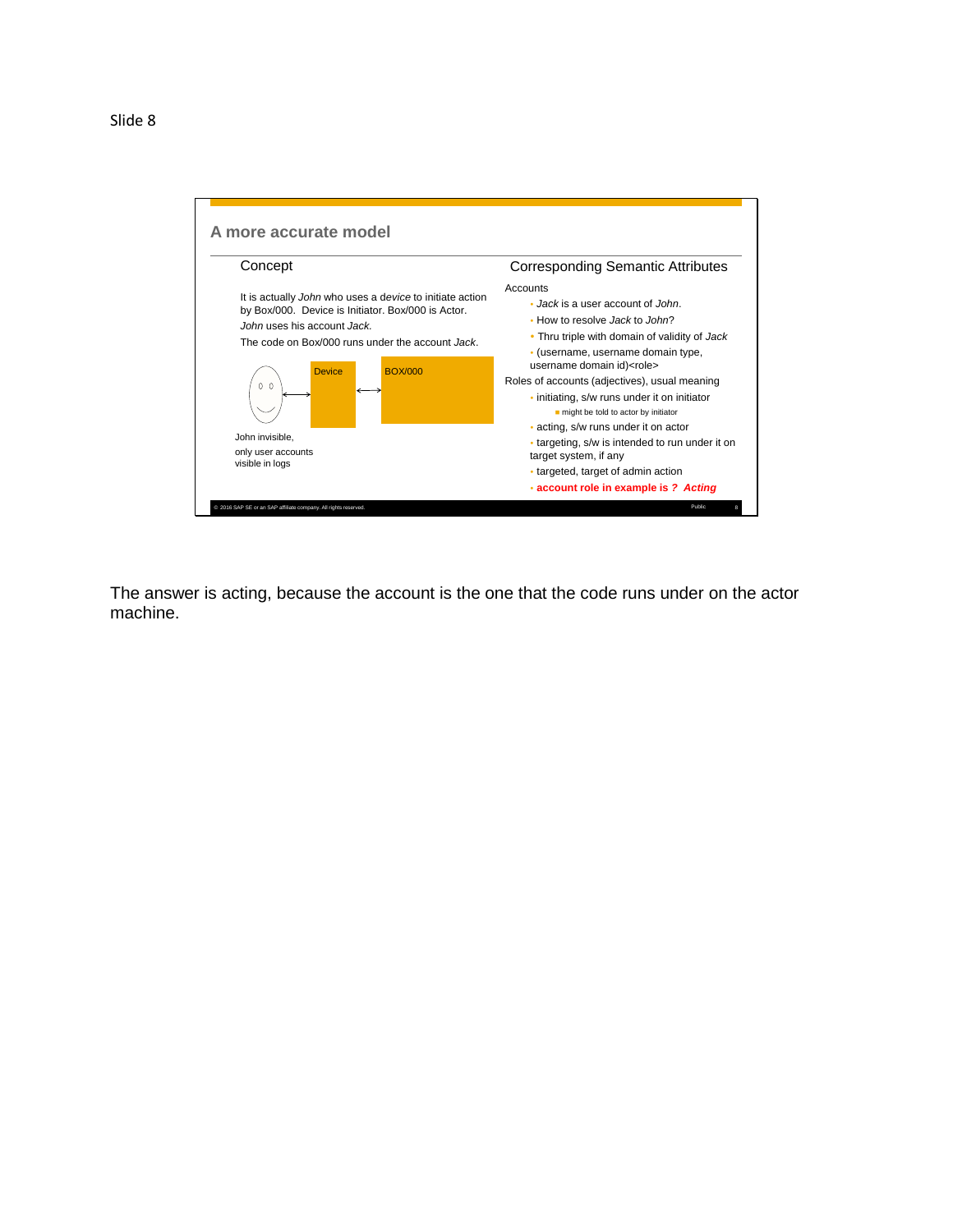Slide 8

## A more accurate model

### Concept

It is actually *John* who uses a d*evice* to initiate action by Box/000. Device is Initiator. Box/000 is Actor. *John* uses his account *Jack.*

The code on Box/000 runs under the account *Jack*.

Device

BOX/000

John invisible,
only user accounts visible in logs

### Corresponding Semantic Attributes

Accounts

- *Jack* is a user account of *John*.
- How to resolve *Jack* to *John*?
- Thru triple with domain of validity of *Jack*
- (username, username domain type, username domain id)<role>

Roles of accounts (adjectives), usual meaning

- initiating, s/w runs under it on initiator
  - might be told to actor by initiator
- acting, s/w runs under it on actor
- targeting, s/w is intended to run under it on target system, if any
- targeted, target of admin action
- **account role in example is *? Acting***

© 2016 SAP SE or an SAP affiliate company. All rights reserved. Public

The answer is acting, because the account is the one that the code runs under on the actor machine.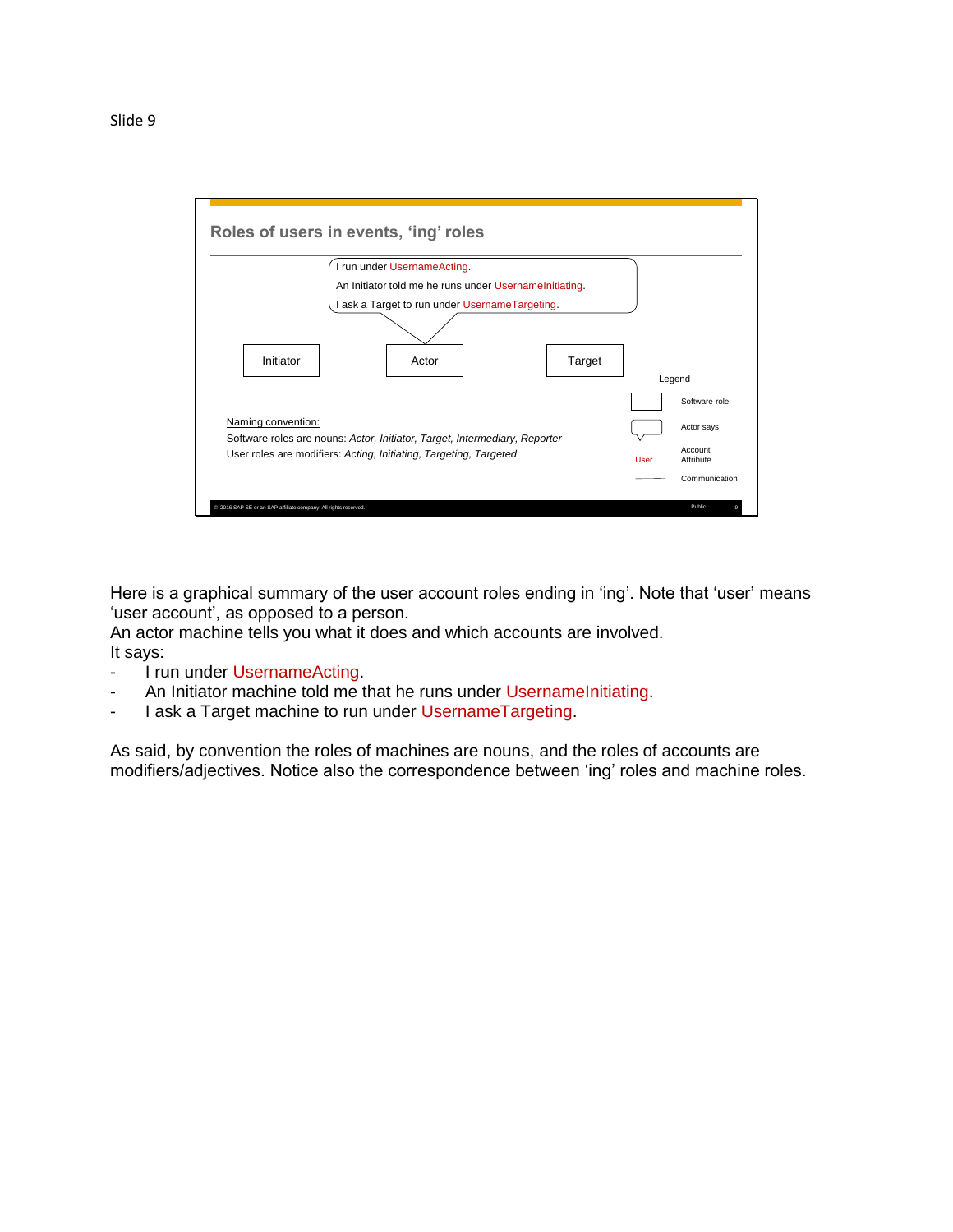Slide 9

## Roles of users in events, 'ing' roles

I run under UsernameActing.
An Initiator told me he runs under UsernameInitiating.
I ask a Target to run under UsernameTargeting.

Initiator — Actor — Target

Legend
- Software role
- Actor says
- User… Account Attribute
- Communication

Naming convention:
Software roles are nouns: *Actor, Initiator, Target, Intermediary, Reporter*
User roles are modifiers: *Acting, Initiating, Targeting, Targeted*

© 2016 SAP SE or an SAP affiliate company. All rights reserved.    Public

Here is a graphical summary of the user account roles ending in 'ing'. Note that 'user' means 'user account', as opposed to a person.
An actor machine tells you what it does and which accounts are involved.
It says:

- I run under UsernameActing.
- An Initiator machine told me that he runs under UsernameInitiating.
- I ask a Target machine to run under UsernameTargeting.

As said, by convention the roles of machines are nouns, and the roles of accounts are modifiers/adjectives. Notice also the correspondence between 'ing' roles and machine roles.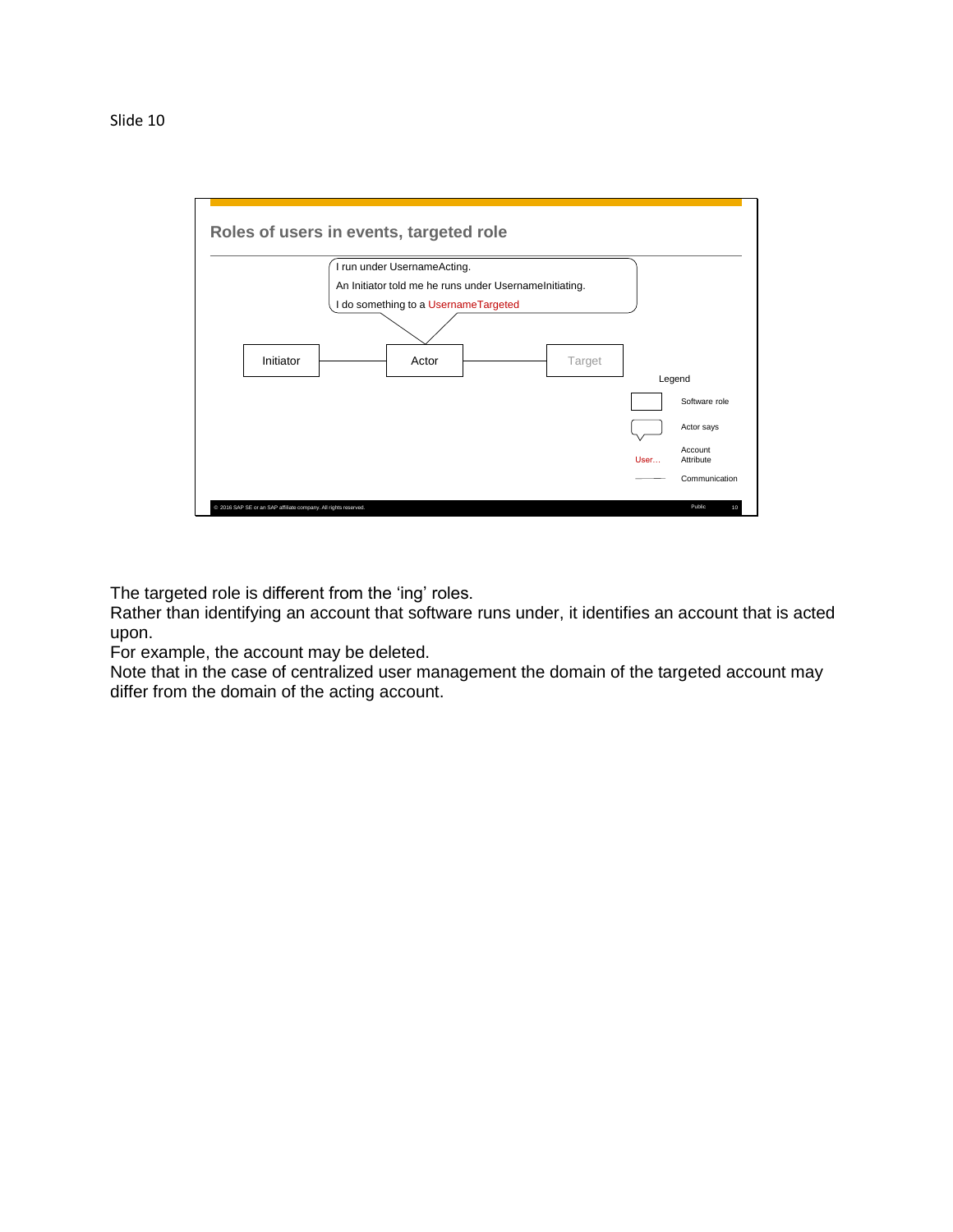Slide 10

## Roles of users in events, targeted role

I run under UsernameActing.
An Initiator told me he runs under UsernameInitiating.
I do something to a UsernameTargeted

Initiator — Actor — Target

Legend
- Software role
- Actor says
- User… Account Attribute
- Communication

© 2016 SAP SE or an SAP affiliate company. All rights reserved. Public 10

The targeted role is different from the 'ing' roles.
Rather than identifying an account that software runs under, it identifies an account that is acted upon.
For example, the account may be deleted.
Note that in the case of centralized user management the domain of the targeted account may differ from the domain of the acting account.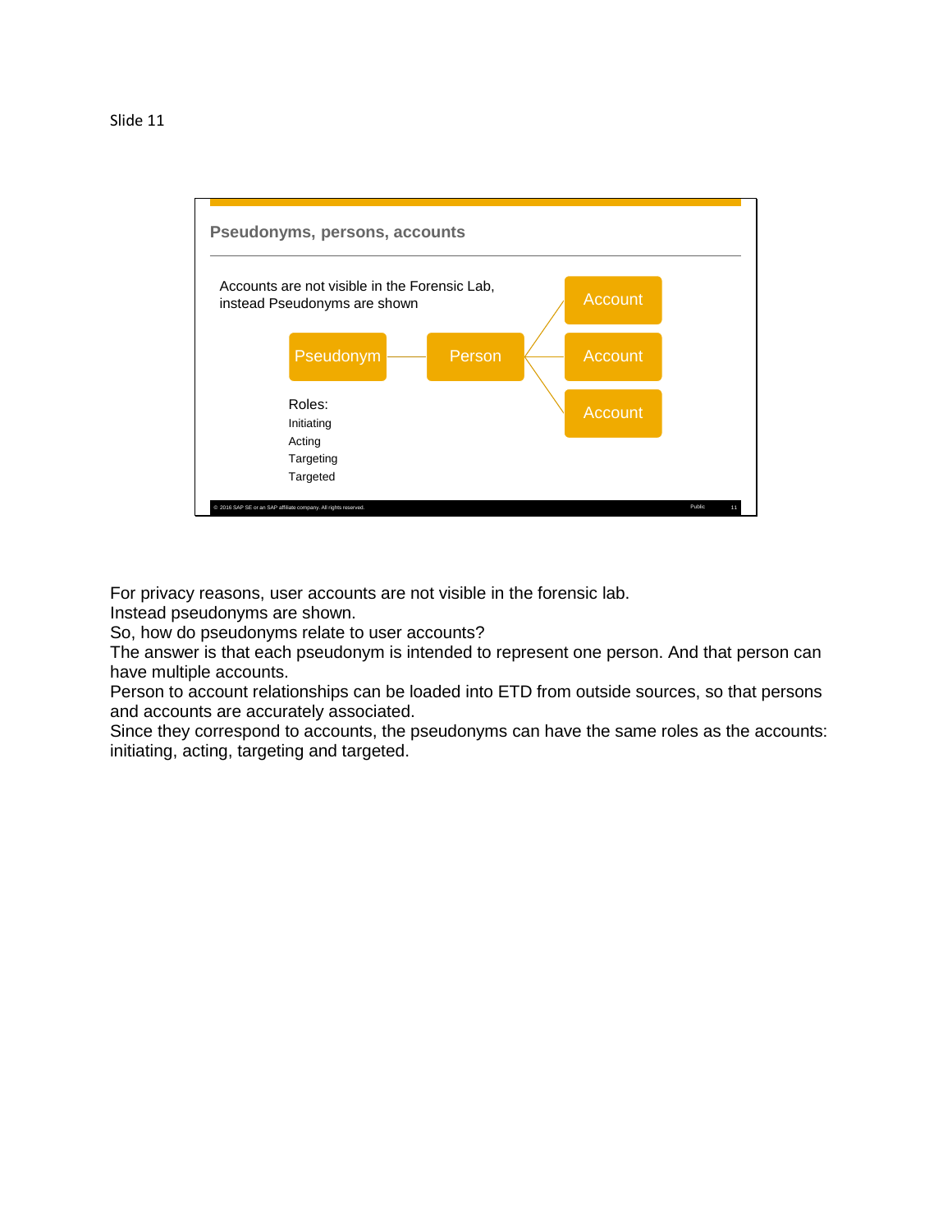Slide 11

## Pseudonyms, persons, accounts

Accounts are not visible in the Forensic Lab, instead Pseudonyms are shown

Pseudonym — Person — Account / Account / Account

Roles:
- Initiating
- Acting
- Targeting
- Targeted

For privacy reasons, user accounts are not visible in the forensic lab.
Instead pseudonyms are shown.
So, how do pseudonyms relate to user accounts?
The answer is that each pseudonym is intended to represent one person. And that person can have multiple accounts.
Person to account relationships can be loaded into ETD from outside sources, so that persons and accounts are accurately associated.
Since they correspond to accounts, the pseudonyms can have the same roles as the accounts: initiating, acting, targeting and targeted.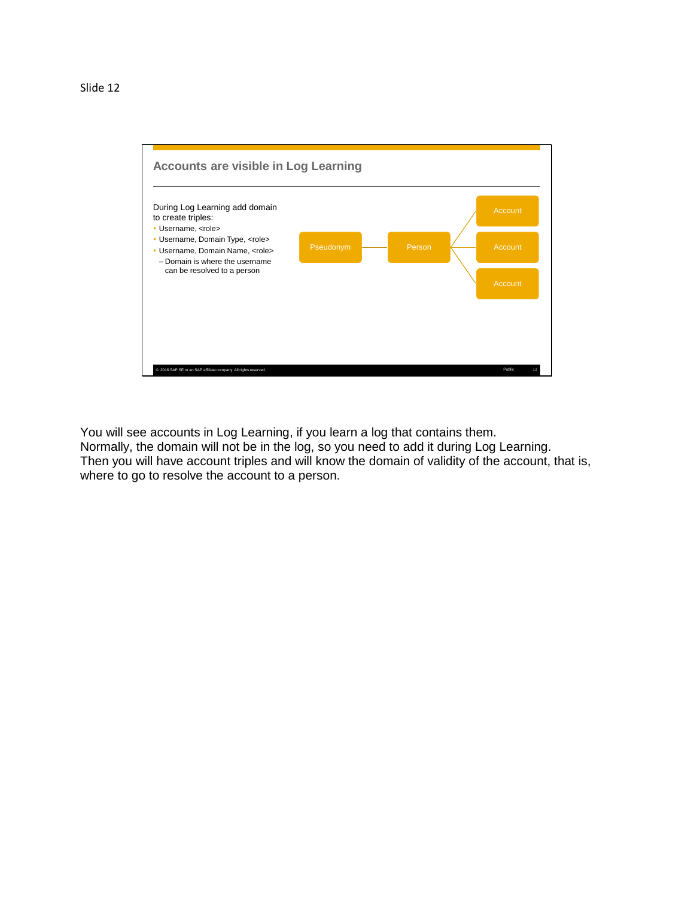Slide 12

## Accounts are visible in Log Learning

During Log Learning add domain to create triples:

- Username, <role>
- Username, Domain Type, <role>
- Username, Domain Name, <role>
  - Domain is where the username can be resolved to a person

Pseudonym — Person — Account / Account / Account

© 2016 SAP SE or an SAP affiliate company. All rights reserved. Public 12

You will see accounts in Log Learning, if you learn a log that contains them.
Normally, the domain will not be in the log, so you need to add it during Log Learning.
Then you will have account triples and will know the domain of validity of the account, that is, where to go to resolve the account to a person.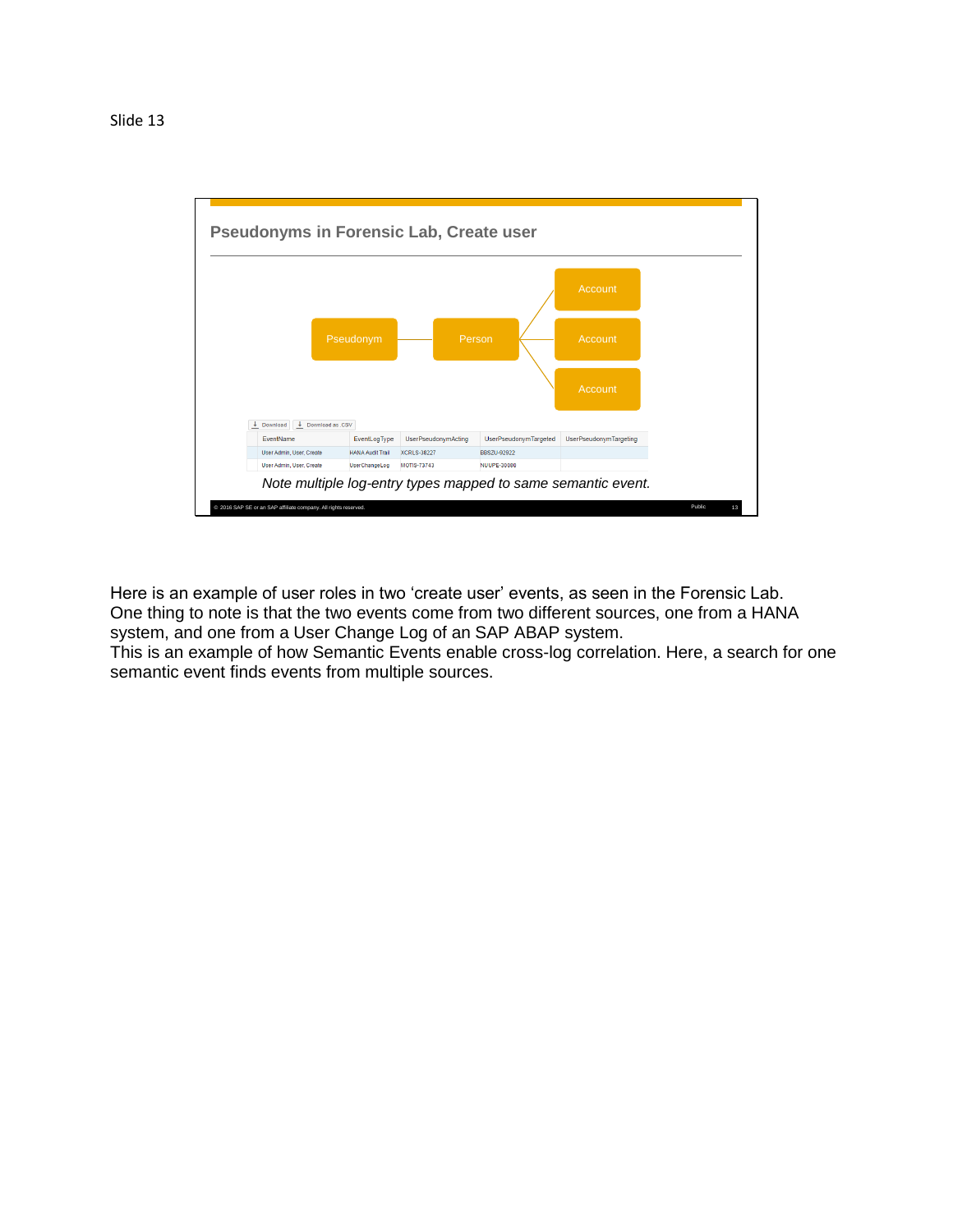Slide 13

## Pseudonyms in Forensic Lab, Create user

Pseudonym — Person — Account / Account / Account

| EventName | EventLogType | UserPseudonymActing | UserPseudonymTargeted | UserPseudonymTargeting |
|---|---|---|---|---|
| User Admin, User, Create | HANA Audit Trail | XCRLS-38227 | BBSZU-92922 | |
| User Admin, User, Create | UserChangeLog | MOTIS-73743 | NUUPE-30080 | |

*Note multiple log-entry types mapped to same semantic event.*

Here is an example of user roles in two 'create user' events, as seen in the Forensic Lab.
One thing to note is that the two events come from two different sources, one from a HANA system, and one from a User Change Log of an SAP ABAP system.
This is an example of how Semantic Events enable cross-log correlation. Here, a search for one semantic event finds events from multiple sources.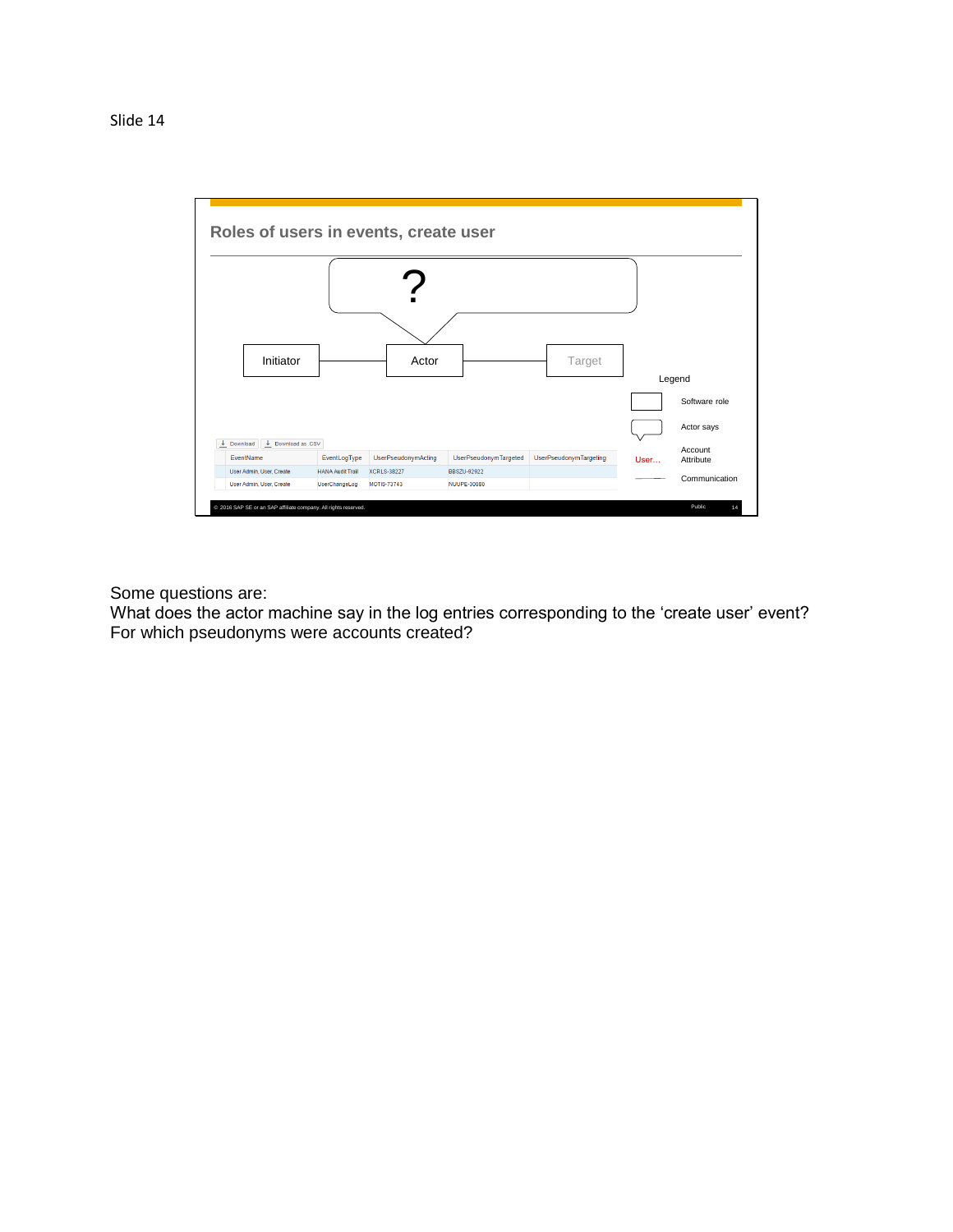Slide 14

## Roles of users in events, create user

?

Initiator — Actor — Target

Legend

- Software role
- Actor says
- User… Account Attribute
- Communication

Download | Download as .CSV

| EventName | EventLogType | UserPseudonymActing | UserPseudonymTargeted | UserPseudonymTargeting |
| --- | --- | --- | --- | --- |
| User Admin, User, Create | HANA Audit Trail | XCRLS-38227 | BBSZU-92922 | |
| User Admin, User, Create | UserChangeLog | MOTIS-73743 | NUUPE-30080 | |

© 2016 SAP SE or an SAP affiliate company. All rights reserved. Public 14

Some questions are:
What does the actor machine say in the log entries corresponding to the 'create user' event?
For which pseudonyms were accounts created?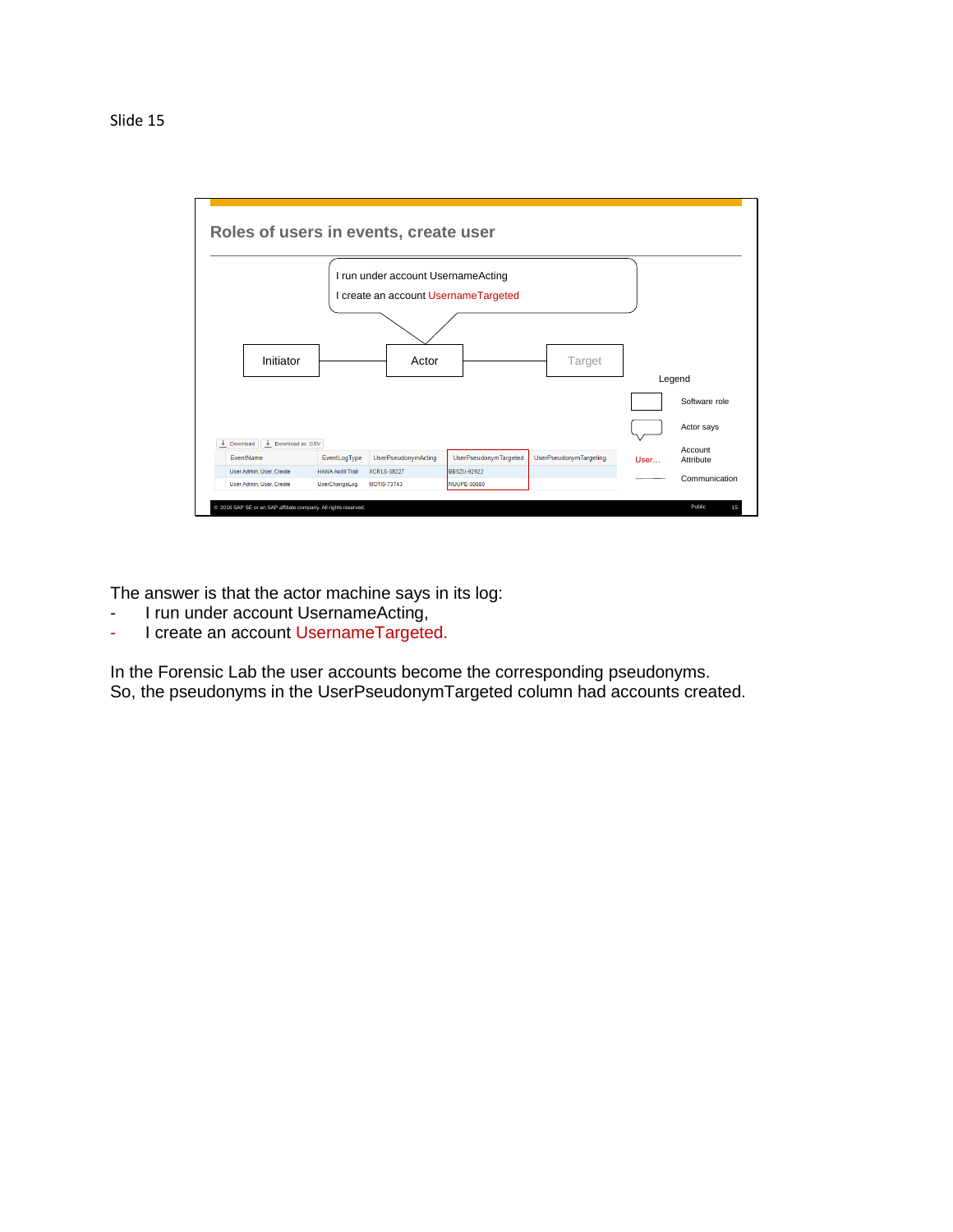Slide 15

## Roles of users in events, create user

I run under account UsernameActing
I create an account UsernameTargeted

Initiator — Actor — Target

Legend

- Software role
- Actor says
- User… Account Attribute
- Communication

| EventName | EventLogType | UserPseudonymActing | UserPseudonymTargeted | UserPseudonymTargeting |
|---|---|---|---|---|
| User Admin, User, Create | HANA Audit Trail | XCRLS-38227 | BBSZU-92922 | |
| User Admin, User, Create | UserChangeLog | MOTIS-73743 | NUUPE-30080 | |

© 2016 SAP SE or an SAP affiliate company. All rights reserved.

The answer is that the actor machine says in its log:

- I run under account UsernameActing,
- I create an account UsernameTargeted.

In the Forensic Lab the user accounts become the corresponding pseudonyms.
So, the pseudonyms in the UserPseudonymTargeted column had accounts created.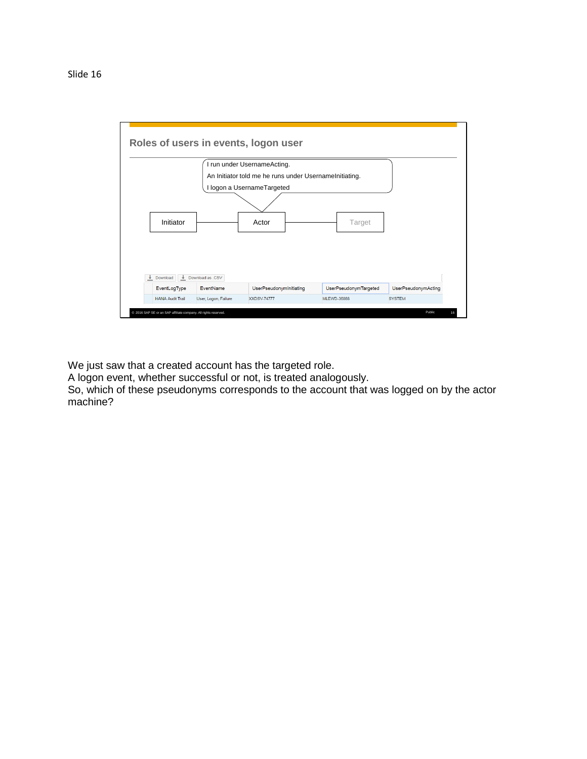Slide 16

## Roles of users in events, logon user

I run under UsernameActing.
An Initiator told me he runs under UsernameInitiating.
I logon a UsernameTargeted

Initiator — Actor — Target

| EventLogType | EventName | UserPseudonymInitiating | UserPseudonymTargeted | UserPseudonymActing |
|---|---|---|---|---|
| HANA Audit Trail | User, Logon, Failure | XXDSV-74777 | MLEWD-36888 | SYSTEM |

We just saw that a created account has the targeted role.
A logon event, whether successful or not, is treated analogously.
So, which of these pseudonyms corresponds to the account that was logged on by the actor machine?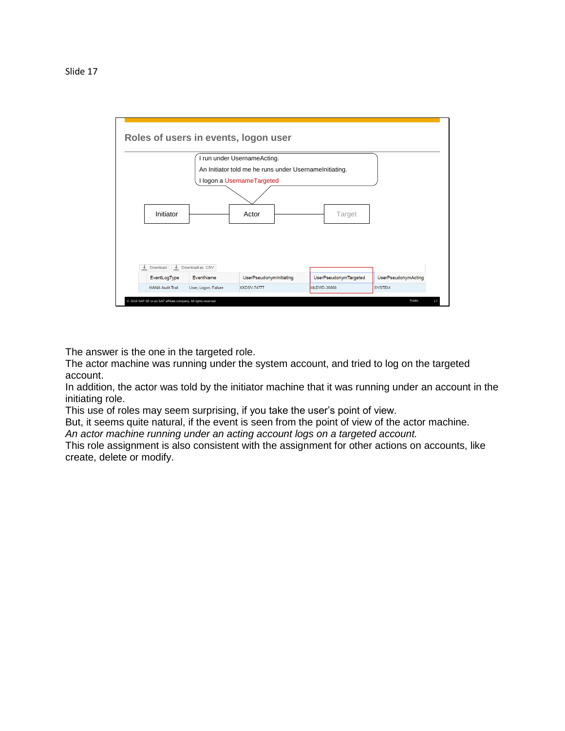Slide 17

## Roles of users in events, logon user

I run under UsernameActing.
An Initiator told me he runs under UsernameInitiating.
I logon a UsernameTargeted

Initiator — Actor — Target

| EventLogType | EventName | UserPseudonymInitiating | UserPseudonymTargeted | UserPseudonymActing |
|---|---|---|---|---|
| HANA Audit Trail | User, Logon, Failure | XXDSV-74777 | MLEWD-36868 | SYSTEM |

The answer is the one in the targeted role.
The actor machine was running under the system account, and tried to log on the targeted account.
In addition, the actor was told by the initiator machine that it was running under an account in the initiating role.
This use of roles may seem surprising, if you take the user's point of view.
But, it seems quite natural, if the event is seen from the point of view of the actor machine.
*An actor machine running under an acting account logs on a targeted account.*
This role assignment is also consistent with the assignment for other actions on accounts, like create, delete or modify.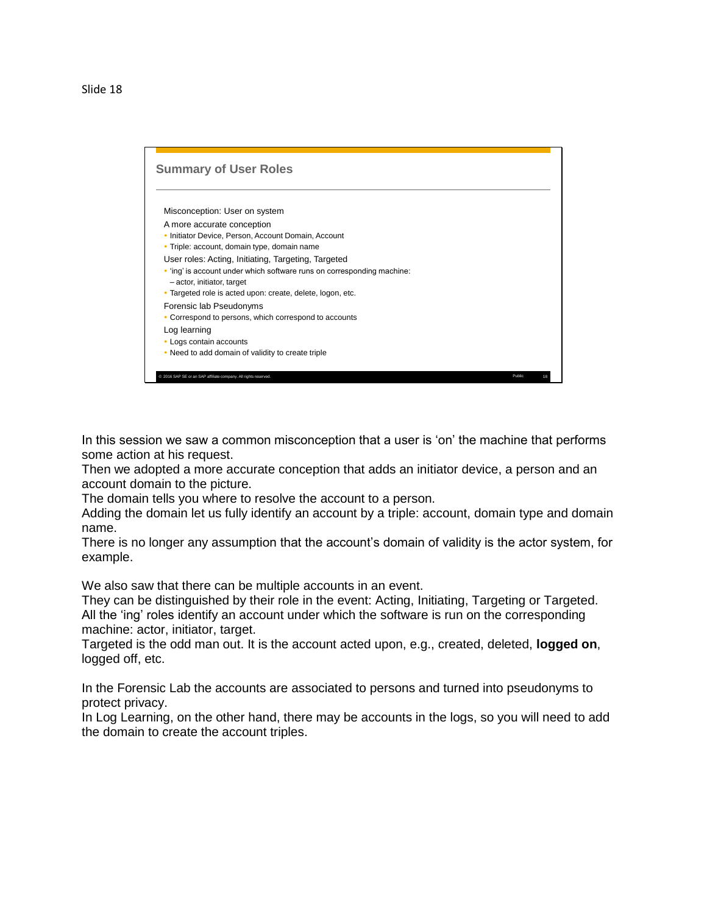Slide 18

## Summary of User Roles

Misconception: User on system

A more accurate conception

- Initiator Device, Person, Account Domain, Account
- Triple: account, domain type, domain name

User roles: Acting, Initiating, Targeting, Targeted

- 'ing' is account under which software runs on corresponding machine:
  - – actor, initiator, target
- Targeted role is acted upon: create, delete, logon, etc.

Forensic lab Pseudonyms

- Correspond to persons, which correspond to accounts

Log learning

- Logs contain accounts
- Need to add domain of validity to create triple

In this session we saw a common misconception that a user is 'on' the machine that performs some action at his request.
Then we adopted a more accurate conception that adds an initiator device, a person and an account domain to the picture.
The domain tells you where to resolve the account to a person.
Adding the domain let us fully identify an account by a triple: account, domain type and domain name.
There is no longer any assumption that the account's domain of validity is the actor system, for example.

We also saw that there can be multiple accounts in an event.
They can be distinguished by their role in the event: Acting, Initiating, Targeting or Targeted.
All the 'ing' roles identify an account under which the software is run on the corresponding machine: actor, initiator, target.
Targeted is the odd man out. It is the account acted upon, e.g., created, deleted, **logged on**, logged off, etc.

In the Forensic Lab the accounts are associated to persons and turned into pseudonyms to protect privacy.
In Log Learning, on the other hand, there may be accounts in the logs, so you will need to add the domain to create the account triples.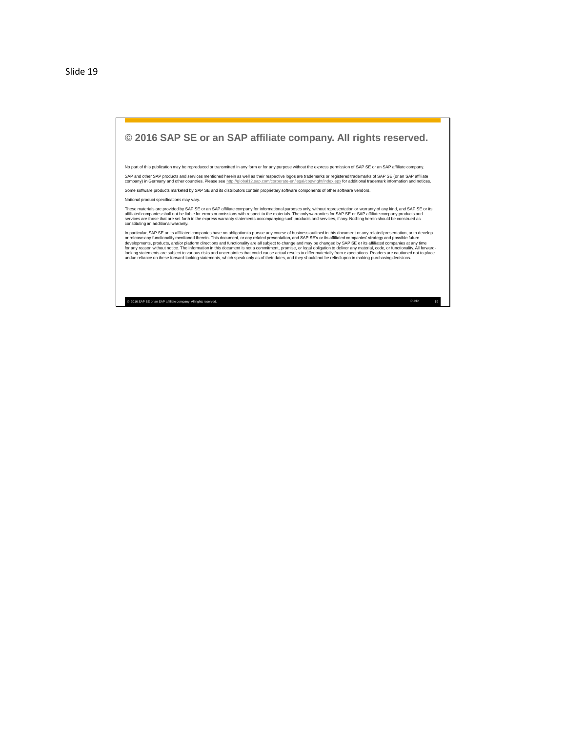Slide 19

# © 2016 SAP SE or an SAP affiliate company. All rights reserved.

No part of this publication may be reproduced or transmitted in any form or for any purpose without the express permission of SAP SE or an SAP affiliate company.

SAP and other SAP products and services mentioned herein as well as their respective logos are trademarks or registered trademarks of SAP SE (or an SAP affiliate company) in Germany and other countries. Please see http://global12.sap.com/corporate-en/legal/copyright/index.epx for additional trademark information and notices.

Some software products marketed by SAP SE and its distributors contain proprietary software components of other software vendors.

National product specifications may vary.

These materials are provided by SAP SE or an SAP affiliate company for informational purposes only, without representation or warranty of any kind, and SAP SE or its affiliated companies shall not be liable for errors or omissions with respect to the materials. The only warranties for SAP SE or SAP affiliate company products and services are those that are set forth in the express warranty statements accompanying such products and services, if any. Nothing herein should be construed as constituting an additional warranty.

In particular, SAP SE or its affiliated companies have no obligation to pursue any course of business outlined in this document or any related presentation, or to develop or release any functionality mentioned therein. This document, or any related presentation, and SAP SE's or its affiliated companies' strategy and possible future developments, products, and/or platform directions and functionality are all subject to change and may be changed by SAP SE or its affiliated companies at any time for any reason without notice. The information in this document is not a commitment, promise, or legal obligation to deliver any material, code, or functionality. All forward-looking statements are subject to various risks and uncertainties that could cause actual results to differ materially from expectations. Readers are cautioned not to place undue reliance on these forward-looking statements, which speak only as of their dates, and they should not be relied upon in making purchasing decisions.

© 2016 SAP SE or an SAP affiliate company. All rights reserved. Public